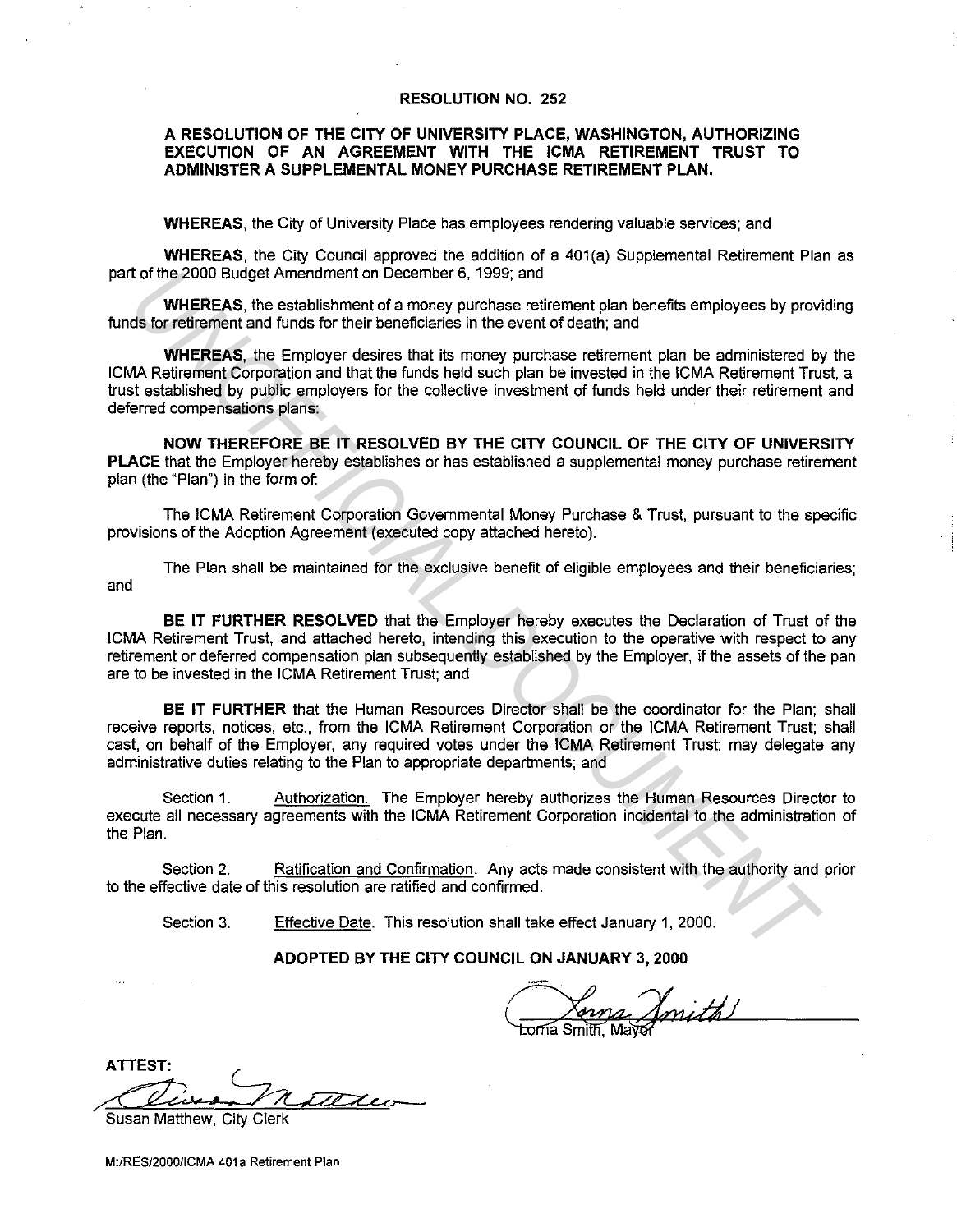# RESOLUTION NO. 252

## A RESOLUTION OF THE CITY OF UNIVERSITY PLACE, WASHINGTON, AUTHORIZING EXECUTION OF AN AGREEMENT WITH THE ICMA RETIREMENT TRUST TO ADMINISTER A SUPPLEMENTAL MONEY PURCHASE RETIREMENT PLAN.

**WHEREAS**, the City of University Place has employees rendering valuable services; and

**WHEREAS**, the City Council approved the addition of a 401(a) Supplemental Retirement Plan as part of the 2000 Budget Amendment on December 6, 1999; and

**WHEREAS**, the establishment of a money purchase retirement plan benefits employees by providing funds for retirement and funds for their beneficiaries in the event of death; and

**WHEREAS**, the Employer desires that its money purchase retirement plan be administered by the ICMA Retirement Corporation and that the funds held such plan be invested in the ICMA Retirement Trust, a trust established by public employers for the collective investment of funds held under their retirement and deferred compensations plans:

**NOW THEREFORE BE IT RESOLVED BY THE CITY COUNCIL OF THE CITY OF UNIVERSITY PLACE** that the Employer hereby establishes or has established a supplemental money purchase retirement plan (the "Plan") in the form of:

The ICMA Retirement Corporation Governmental Money Purchase & Trust, pursuant to the specific provisions of the Adoption Agreement (executed copy attached hereto).

The Plan shall be maintained for the exclusive benefit of eligible employees and their beneficiaries; and

**BE IT FURTHER RESOLVED** that the Employer hereby executes the Declaration of Trust of the ICMA Retirement Trust, and attached hereto, intending this execution to the operative with respect to any retirement or deferred compensation plan subsequently established by the Employer, if the assets of the pan are to be invested in the ICMA Retirement Trust; and

**BE IT FURTHER** that the Human Resources Director shall be the coordinator for the Plan; shall receive reports, notices, etc., from the ICMA Retirement Corporation or the ICMA Retirement Trust; shall cast, on behalf of the Employer, any required votes under the ICMA Retirement Trust; may delegate any administrative duties relating to the Plan to appropriate departments; and

Section 1. Authorization. The Employer hereby authorizes the Human Resources Director to execute all necessary agreements with the ICMA Retirement Corporation incidental to the administration of the Plan.

Section 2. Ratification and Confirmation. Any acts made consistent with the authority and prior to the effective date of this resolution are ratified and confirmed.

Section 3. Effective Date. This resolution shall take effect January 1, 2000.

**ADOPTED BY THE CITY COUNCIL ON JANUARY 3, 2000**

Lorna Smith, Mayor

**ATTEST:**

Susan Matthew, City Clerk

M:/RES/2000/ICMA 401a Retirement Plan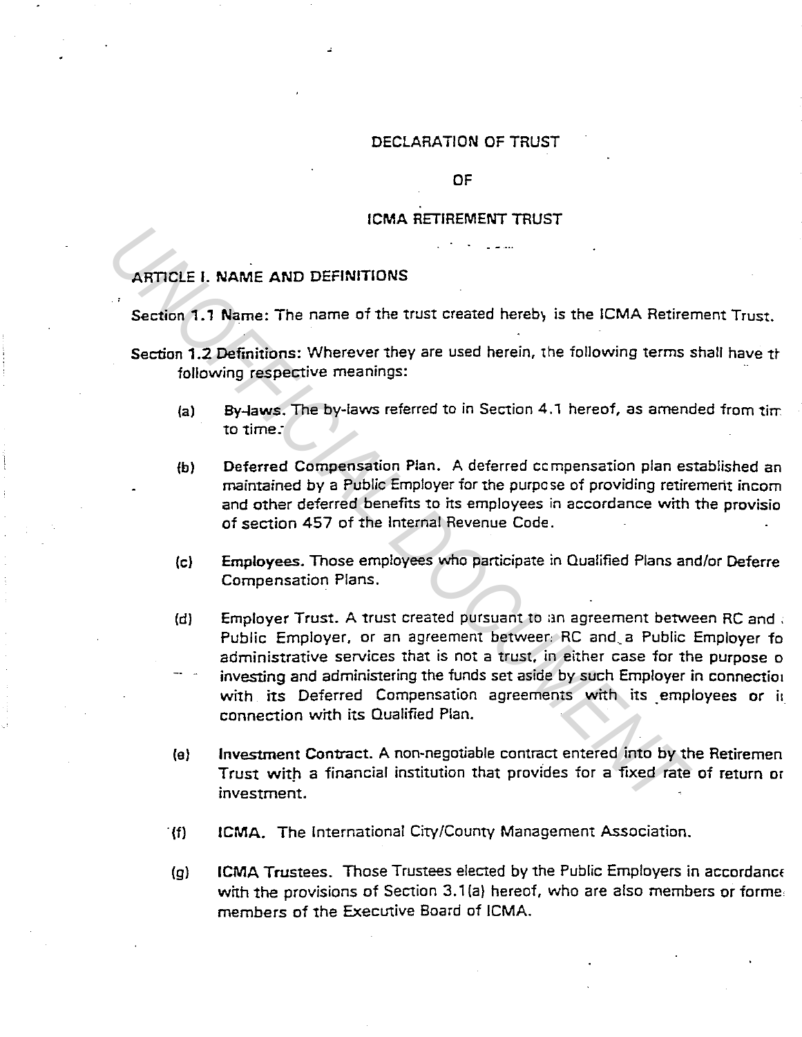# DECLARATION OF TRUST

# OF

# ICMA RETIREMENT TRUST

## ARTICLE I. NAME AND DEFINITIONS

**Section 1.1 Name:** The name of the trust created hereby is the ICMA Retirement Trust.

**Section 1.2 Definitions:** Wherever they are used herein, the following terms shall have the following respective meanings:

(a) **By-laws.** The by-laws referred to in Section 4.1 hereof, as amended from time to time.

(b) **Deferred Compensation Plan.** A deferred compensation plan established and maintained by a Public Employer for the purpose of providing retirement income and other deferred benefits to its employees in accordance with the provisions of section 457 of the Internal Revenue Code.

(c) **Employees.** Those employees who participate in Qualified Plans and/or Deferred Compensation Plans.

(d) **Employer Trust.** A trust created pursuant to an agreement between RC and a Public Employer, or an agreement between RC and a Public Employer for administrative services that is not a trust, in either case for the purpose of investing and administering the funds set aside by such Employer in connection with its Deferred Compensation agreements with its employees or in connection with its Qualified Plan.

(e) **Investment Contract.** A non-negotiable contract entered into by the Retirement Trust with a financial institution that provides for a fixed rate of return on investment.

(f) **ICMA.** The International City/County Management Association.

(g) **ICMA Trustees.** Those Trustees elected by the Public Employers in accordance with the provisions of Section 3.1(a) hereof, who are also members or former members of the Executive Board of ICMA.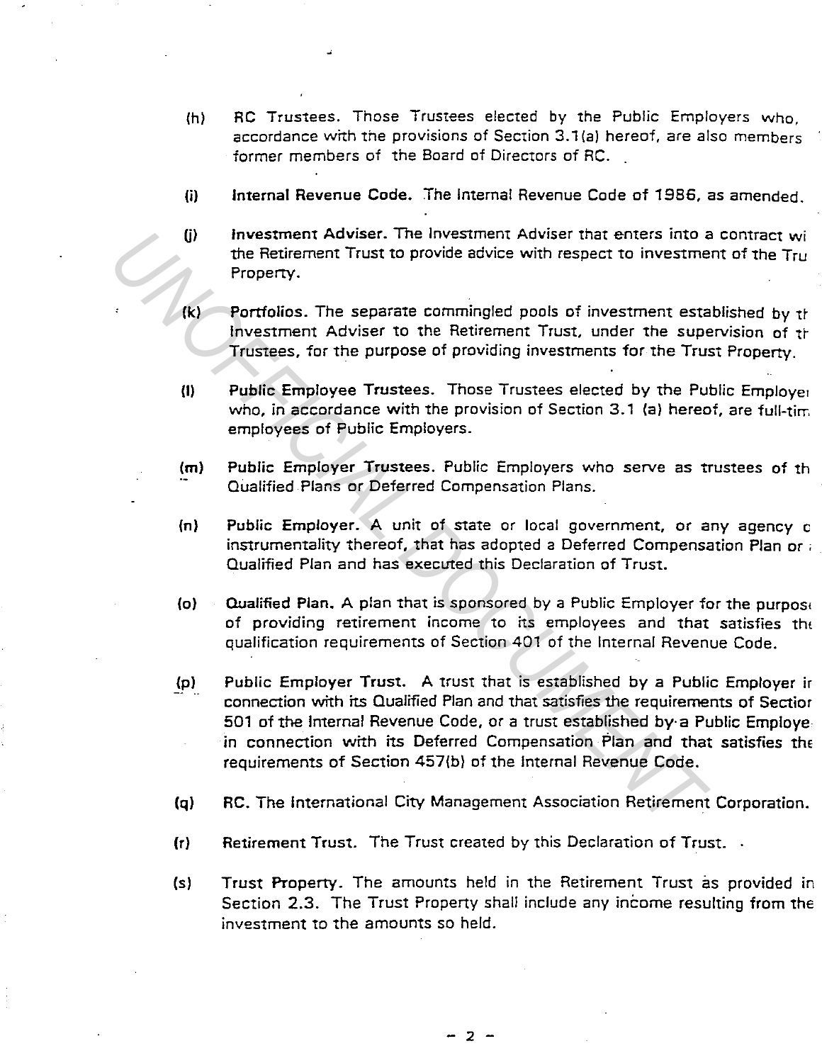(h) **RC Trustees.** Those Trustees elected by the Public Employers who, accordance with the provisions of Section 3.1(a) hereof, are also members former members of the Board of Directors of RC.

(i) **Internal Revenue Code.** The Internal Revenue Code of 1986, as amended.

(j) **Investment Adviser.** The Investment Adviser that enters into a contract wi the Retirement Trust to provide advice with respect to investment of the Tru Property.

(k) **Portfolios.** The separate commingled pools of investment established by th Investment Adviser to the Retirement Trust, under the supervision of th Trustees, for the purpose of providing investments for the Trust Property.

(l) **Public Employee Trustees.** Those Trustees elected by the Public Employe who, in accordance with the provision of Section 3.1 (a) hereof, are full-tim employees of Public Employers.

(m) **Public Employer Trustees.** Public Employers who serve as trustees of th Qualified Plans or Deferred Compensation Plans.

(n) **Public Employer.** A unit of state or local government, or any agency c instrumentality thereof, that has adopted a Deferred Compensation Plan or Qualified Plan and has executed this Declaration of Trust.

(o) **Qualified Plan.** A plan that is sponsored by a Public Employer for the purpose of providing retirement income to its employees and that satisfies the qualification requirements of Section 401 of the Internal Revenue Code.

(p) **Public Employer Trust.** A trust that is established by a Public Employer in connection with its Qualified Plan and that satisfies the requirements of Section 501 of the Internal Revenue Code, or a trust established by a Public Employer in connection with its Deferred Compensation Plan and that satisfies the requirements of Section 457(b) of the Internal Revenue Code.

(q) **RC.** The International City Management Association Retirement Corporation.

(r) **Retirement Trust.** The Trust created by this Declaration of Trust.

(s) **Trust Property.** The amounts held in the Retirement Trust as provided in Section 2.3. The Trust Property shall include any income resulting from the investment to the amounts so held.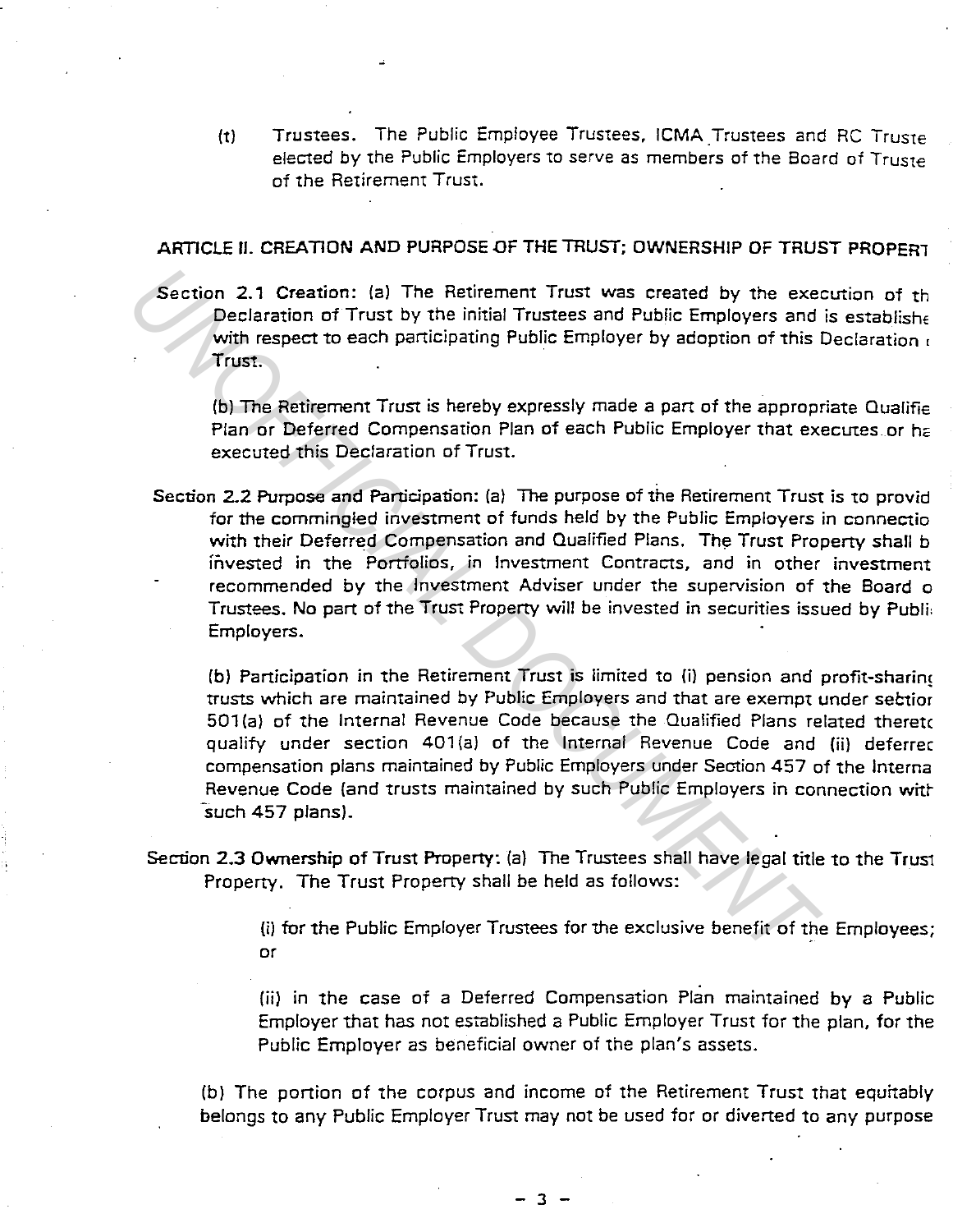(t) Trustees. The Public Employee Trustees, ICMA Trustees and RC Truste elected by the Public Employers to serve as members of the Board of Truste of the Retirement Trust.

## ARTICLE II. CREATION AND PURPOSE OF THE TRUST; OWNERSHIP OF TRUST PROPERT

**Section 2.1 Creation:** (a) The Retirement Trust was created by the execution of th Declaration of Trust by the initial Trustees and Public Employers and is establishe with respect to each participating Public Employer by adoption of this Declaration o Trust.

(b) The Retirement Trust is hereby expressly made a part of the appropriate Qualifie Plan or Deferred Compensation Plan of each Public Employer that executes or ha executed this Declaration of Trust.

**Section 2.2 Purpose and Participation:** (a) The purpose of the Retirement Trust is to provid for the commingled investment of funds held by the Public Employers in connectio with their Deferred Compensation and Qualified Plans. The Trust Property shall b invested in the Portfolios, in Investment Contracts, and in other investment recommended by the Investment Adviser under the supervision of the Board o Trustees. No part of the Trust Property will be invested in securities issued by Publi Employers.

(b) Participation in the Retirement Trust is limited to (i) pension and profit-sharing trusts which are maintained by Public Employers and that are exempt under section 501(a) of the Internal Revenue Code because the Qualified Plans related thereto qualify under section 401(a) of the Internal Revenue Code and (ii) deferred compensation plans maintained by Public Employers under Section 457 of the Interna Revenue Code (and trusts maintained by such Public Employers in connection with such 457 plans).

**Section 2.3 Ownership of Trust Property:** (a) The Trustees shall have legal title to the Trust Property. The Trust Property shall be held as follows:

(i) for the Public Employer Trustees for the exclusive benefit of the Employees; or

(ii) in the case of a Deferred Compensation Plan maintained by a Public Employer that has not established a Public Employer Trust for the plan, for the Public Employer as beneficial owner of the plan's assets.

(b) The portion of the corpus and income of the Retirement Trust that equitably belongs to any Public Employer Trust may not be used for or diverted to any purpose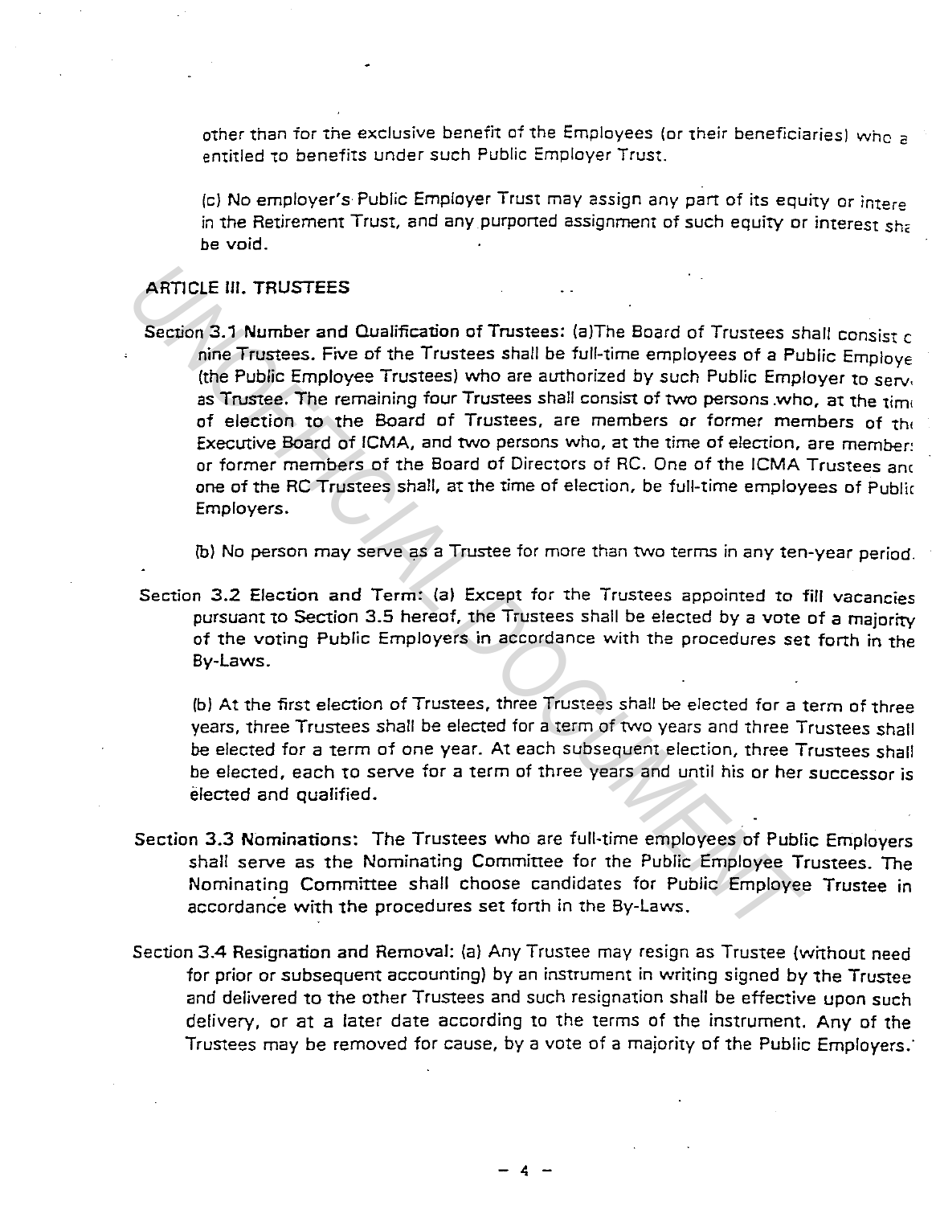other than for the exclusive benefit of the Employees (or their beneficiaries) who are entitled to benefits under such Public Employer Trust.

(c) No employer's Public Employer Trust may assign any part of its equity or interest in the Retirement Trust, and any purported assignment of such equity or interest shall be void.

## ARTICLE III. TRUSTEES

**Section 3.1 Number and Qualification of Trustees:** (a)The Board of Trustees shall consist of nine Trustees. Five of the Trustees shall be full-time employees of a Public Employer (the Public Employee Trustees) who are authorized by such Public Employer to serve as Trustee. The remaining four Trustees shall consist of two persons who, at the time of election to the Board of Trustees, are members or former members of the Executive Board of ICMA, and two persons who, at the time of election, are members or former members of the Board of Directors of RC. One of the ICMA Trustees and one of the RC Trustees shall, at the time of election, be full-time employees of Public Employers.

(b) No person may serve as a Trustee for more than two terms in any ten-year period.

**Section 3.2 Election and Term:** (a) Except for the Trustees appointed to fill vacancies pursuant to Section 3.5 hereof, the Trustees shall be elected by a vote of a majority of the voting Public Employers in accordance with the procedures set forth in the By-Laws.

(b) At the first election of Trustees, three Trustees shall be elected for a term of three years, three Trustees shall be elected for a term of two years and three Trustees shall be elected for a term of one year. At each subsequent election, three Trustees shall be elected, each to serve for a term of three years and until his or her successor is elected and qualified.

**Section 3.3 Nominations:** The Trustees who are full-time employees of Public Employers shall serve as the Nominating Committee for the Public Employee Trustees. The Nominating Committee shall choose candidates for Public Employee Trustee in accordance with the procedures set forth in the By-Laws.

**Section 3.4 Resignation and Removal:** (a) Any Trustee may resign as Trustee (without need for prior or subsequent accounting) by an instrument in writing signed by the Trustee and delivered to the other Trustees and such resignation shall be effective upon such delivery, or at a later date according to the terms of the instrument. Any of the Trustees may be removed for cause, by a vote of a majority of the Public Employers.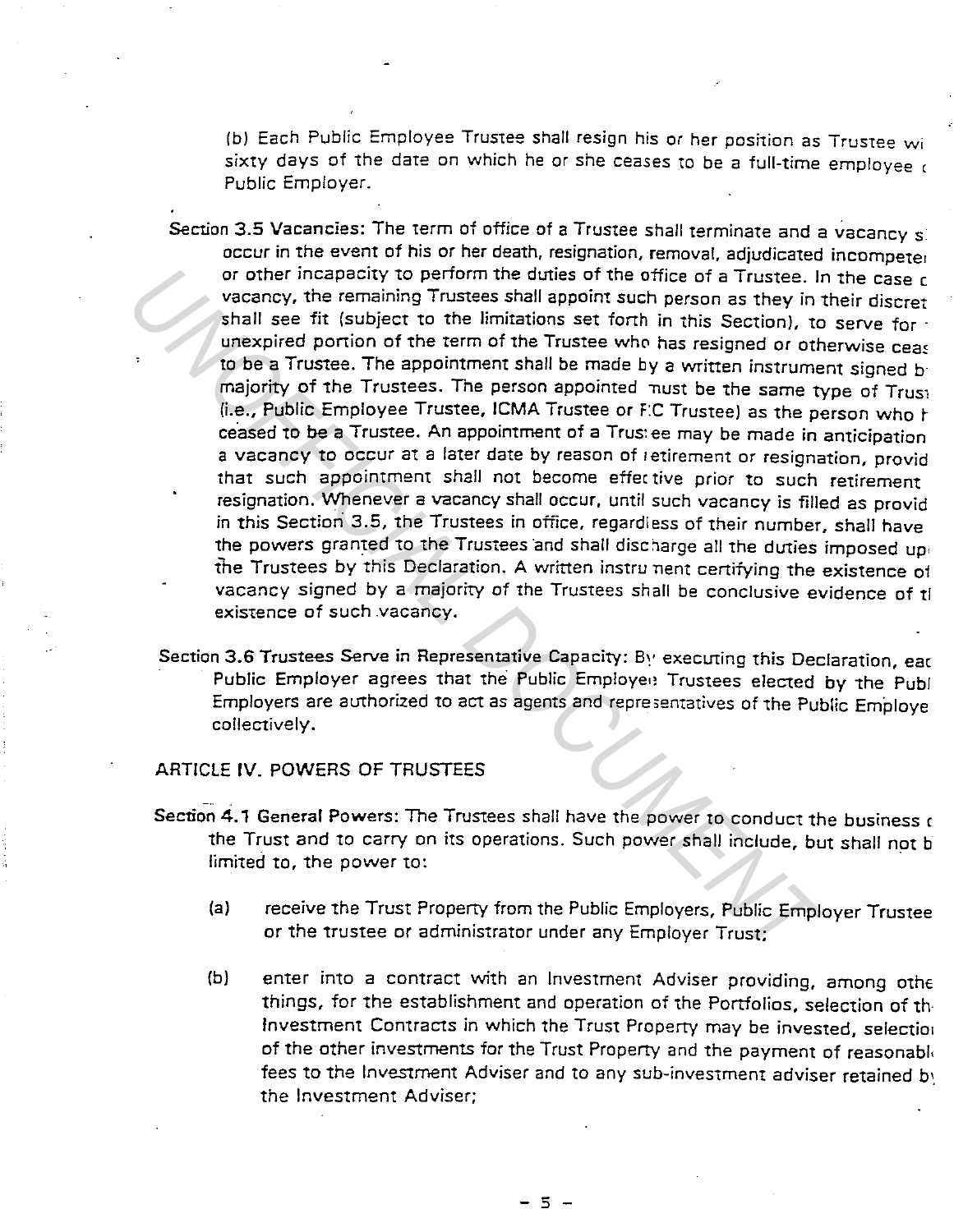(b) Each Public Employee Trustee shall resign his or her position as Trustee within sixty days of the date on which he or she ceases to be a full-time employee of a Public Employer.

**Section 3.5 Vacancies:** The term of office of a Trustee shall terminate and a vacancy shall occur in the event of his or her death, resignation, removal, adjudicated incompetence or other incapacity to perform the duties of the office of a Trustee. In the case of a vacancy, the remaining Trustees shall appoint such person as they in their discretion shall see fit (subject to the limitations set forth in this Section), to serve for the unexpired portion of the term of the Trustee who has resigned or otherwise ceased to be a Trustee. The appointment shall be made by a written instrument signed by a majority of the Trustees. The person appointed must be the same type of Trustee (i.e., Public Employee Trustee, ICMA Trustee or RC Trustee) as the person who has ceased to be a Trustee. An appointment of a Trustee may be made in anticipation of a vacancy to occur at a later date by reason of retirement or resignation, provided that such appointment shall not become effective prior to such retirement or resignation. Whenever a vacancy shall occur, until such vacancy is filled as provided in this Section 3.5, the Trustees in office, regardless of their number, shall have all the powers granted to the Trustees and shall discharge all the duties imposed upon the Trustees by this Declaration. A written instrument certifying the existence of a vacancy signed by a majority of the Trustees shall be conclusive evidence of the existence of such vacancy.

**Section 3.6 Trustees Serve in Representative Capacity:** By executing this Declaration, each Public Employer agrees that the Public Employee Trustees elected by the Public Employers are authorized to act as agents and representatives of the Public Employers collectively.

## ARTICLE IV. POWERS OF TRUSTEES

**Section 4.1 General Powers:** The Trustees shall have the power to conduct the business of the Trust and to carry on its operations. Such power shall include, but shall not be limited to, the power to:

(a) receive the Trust Property from the Public Employers, Public Employer Trustees or the trustee or administrator under any Employer Trust;

(b) enter into a contract with an Investment Adviser providing, among other things, for the establishment and operation of the Portfolios, selection of the Investment Contracts in which the Trust Property may be invested, selection of the other investments for the Trust Property and the payment of reasonable fees to the Investment Adviser and to any sub-investment adviser retained by the Investment Adviser;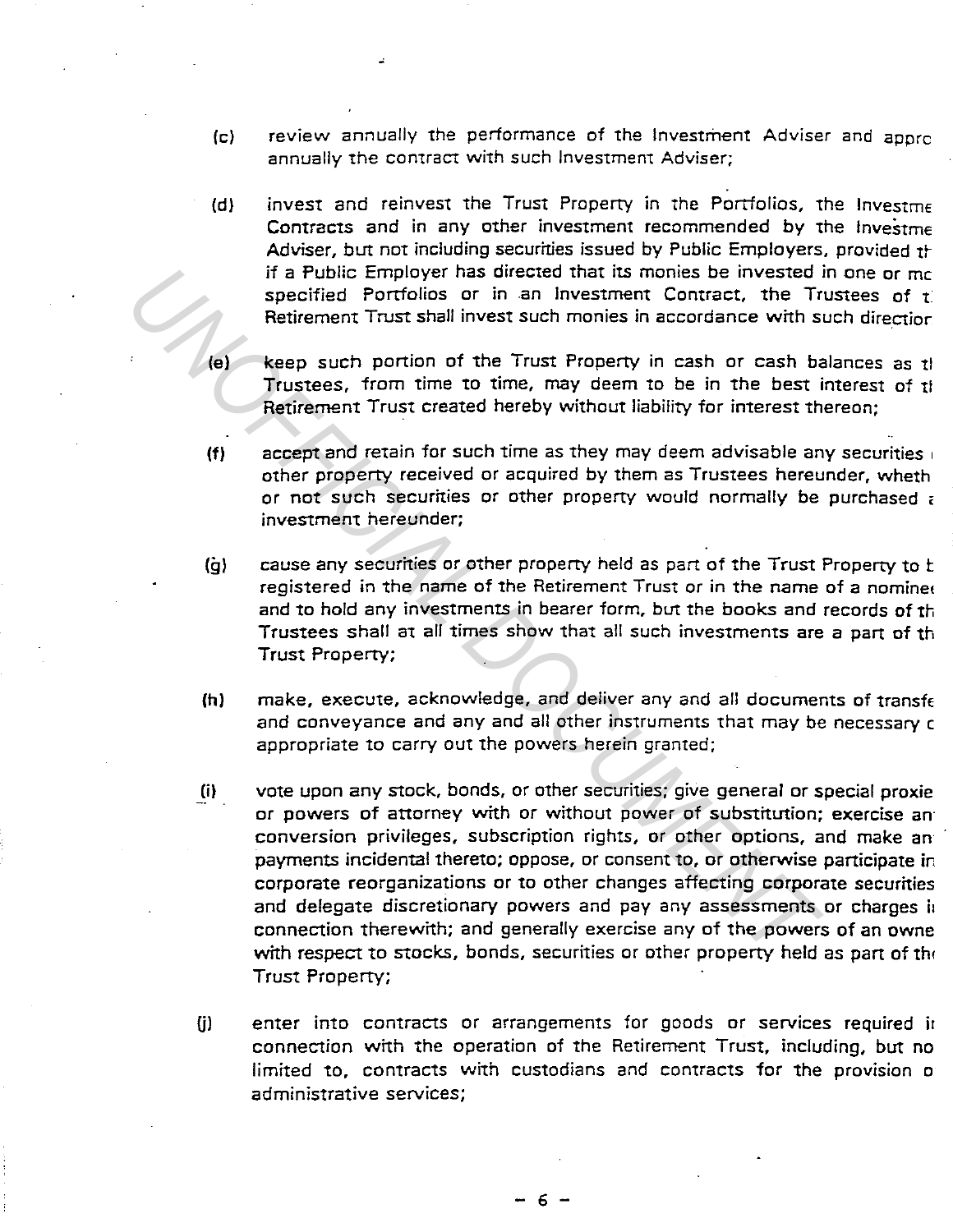(c) review annually the performance of the Investment Adviser and appro annually the contract with such Investment Adviser;

(d) invest and reinvest the Trust Property in the Portfolios, the Investme Contracts and in any other investment recommended by the Investme Adviser, but not including securities issued by Public Employers, provided th if a Public Employer has directed that its monies be invested in one or mo specified Portfolios or in an Investment Contract, the Trustees of t Retirement Trust shall invest such monies in accordance with such direction

(e) keep such portion of the Trust Property in cash or cash balances as th Trustees, from time to time, may deem to be in the best interest of th Retirement Trust created hereby without liability for interest thereon;

(f) accept and retain for such time as they may deem advisable any securities other property received or acquired by them as Trustees hereunder, wheth or not such securities or other property would normally be purchased a investment hereunder;

(g) cause any securities or other property held as part of the Trust Property to b registered in the name of the Retirement Trust or in the name of a nominee and to hold any investments in bearer form, but the books and records of th Trustees shall at all times show that all such investments are a part of th Trust Property;

(h) make, execute, acknowledge, and deliver any and all documents of transfe and conveyance and any and all other instruments that may be necessary o appropriate to carry out the powers herein granted;

(i) vote upon any stock, bonds, or other securities; give general or special proxie or powers of attorney with or without power of substitution; exercise an conversion privileges, subscription rights, or other options, and make an payments incidental thereto; oppose, or consent to, or otherwise participate in corporate reorganizations or to other changes affecting corporate securities and delegate discretionary powers and pay any assessments or charges in connection therewith; and generally exercise any of the powers of an owne with respect to stocks, bonds, securities or other property held as part of the Trust Property;

(j) enter into contracts or arrangements for goods or services required in connection with the operation of the Retirement Trust, including, but no limited to, contracts with custodians and contracts for the provision o administrative services;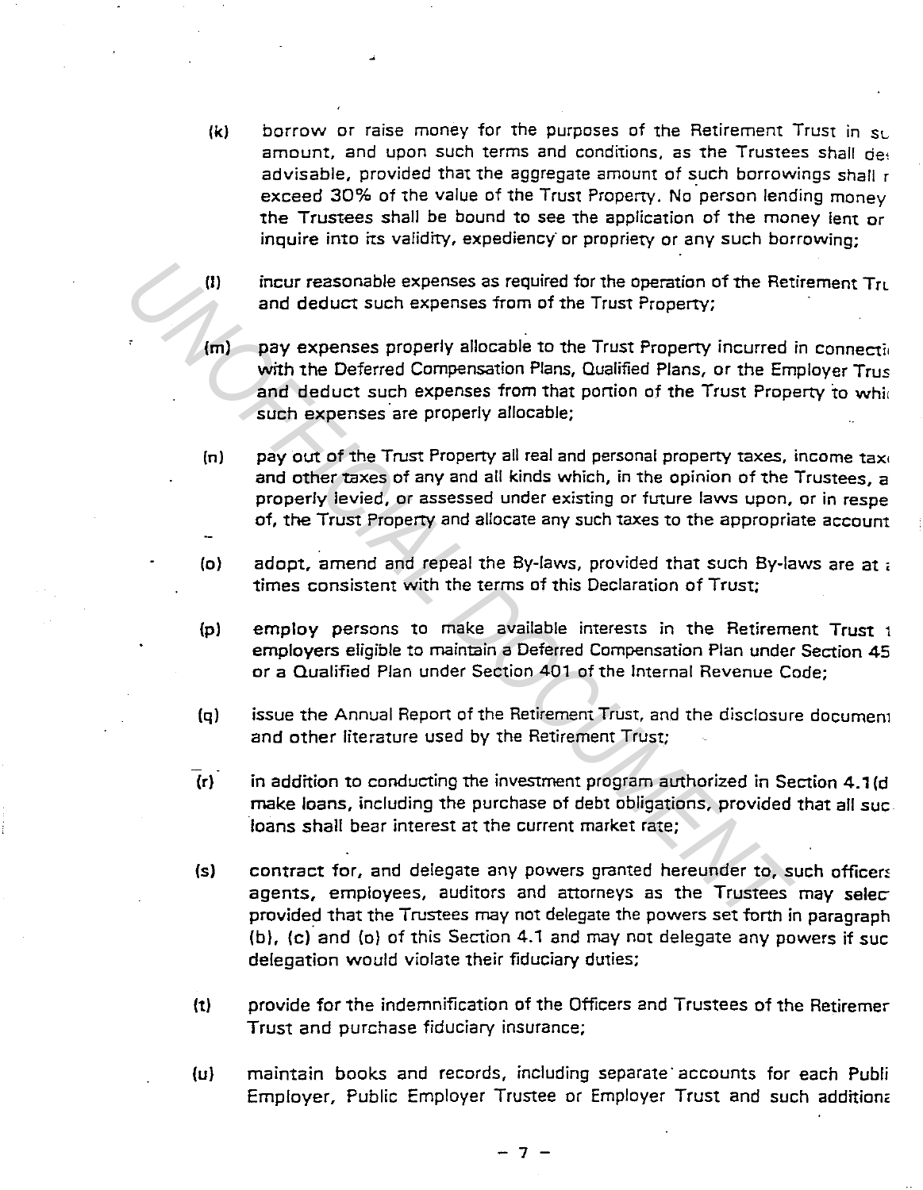(k) borrow or raise money for the purposes of the Retirement Trust in su amount, and upon such terms and conditions, as the Trustees shall de advisable, provided that the aggregate amount of such borrowings shall r exceed 30% of the value of the Trust Property. No person lending money the Trustees shall be bound to see the application of the money lent or inquire into its validity, expediency or propriety or any such borrowing;

(l) incur reasonable expenses as required for the operation of the Retirement Tru and deduct such expenses from of the Trust Property;

(m) pay expenses properly allocable to the Trust Property incurred in connecti with the Deferred Compensation Plans, Qualified Plans, or the Employer Trus and deduct such expenses from that portion of the Trust Property to whi such expenses are properly allocable;

(n) pay out of the Trust Property all real and personal property taxes, income tax and other taxes of any and all kinds which, in the opinion of the Trustees, a properly levied, or assessed under existing or future laws upon, or in respe of, the Trust Property and allocate any such taxes to the appropriate account

(o) adopt, amend and repeal the By-laws, provided that such By-laws are at a times consistent with the terms of this Declaration of Trust;

(p) employ persons to make available interests in the Retirement Trust t employers eligible to maintain a Deferred Compensation Plan under Section 45 or a Qualified Plan under Section 401 of the Internal Revenue Code;

(q) issue the Annual Report of the Retirement Trust, and the disclosure documen and other literature used by the Retirement Trust;

(r) in addition to conducting the investment program authorized in Section 4.1(d make loans, including the purchase of debt obligations, provided that all suc loans shall bear interest at the current market rate;

(s) contract for, and delegate any powers granted hereunder to, such officers agents, employees, auditors and attorneys as the Trustees may selec provided that the Trustees may not delegate the powers set forth in paragraph (b), (c) and (o) of this Section 4.1 and may not delegate any powers if suc delegation would violate their fiduciary duties;

(t) provide for the indemnification of the Officers and Trustees of the Retiremer Trust and purchase fiduciary insurance;

(u) maintain books and records, including separate accounts for each Publi Employer, Public Employer Trustee or Employer Trust and such additiona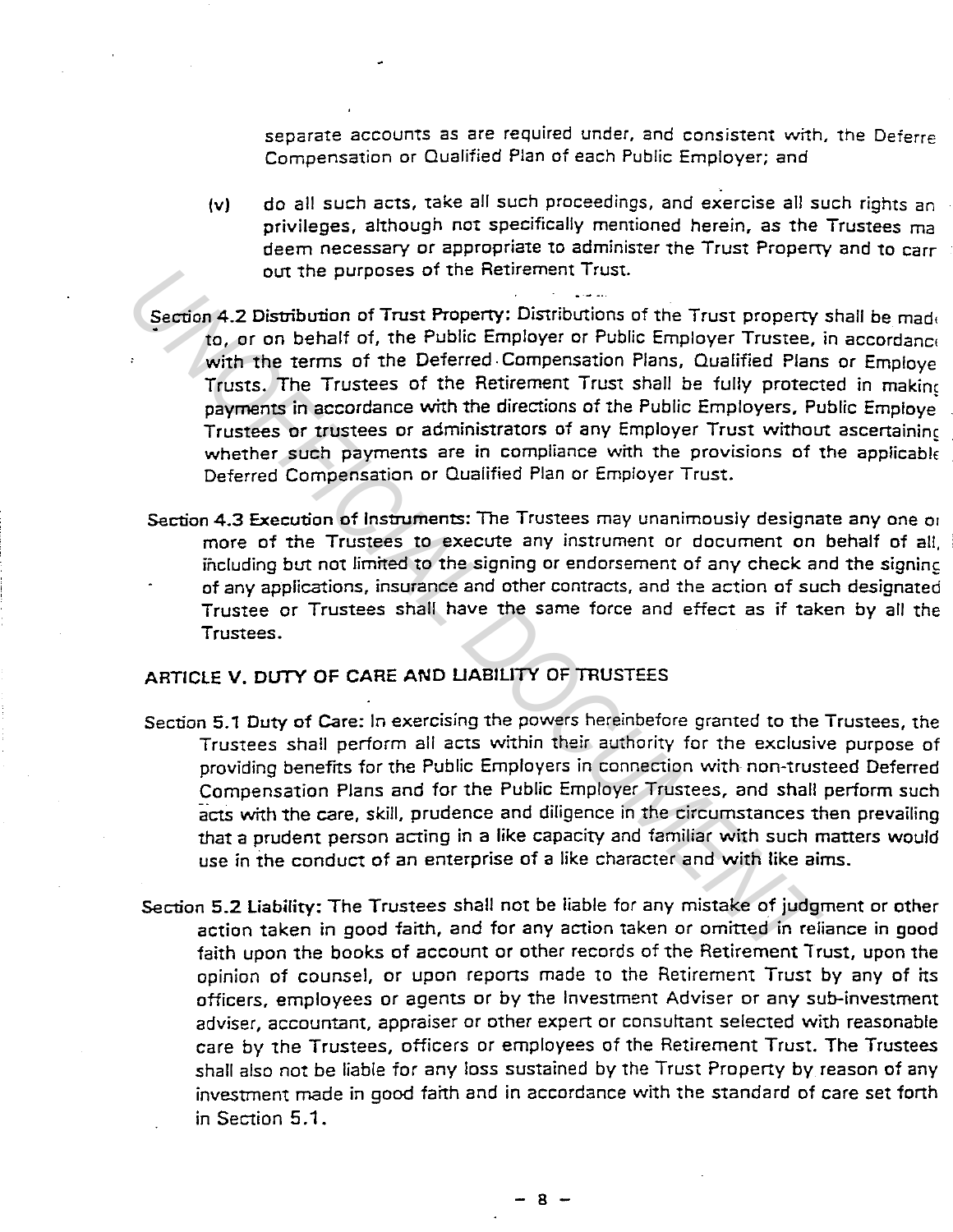separate accounts as are required under, and consistent with, the Deferred Compensation or Qualified Plan of each Public Employer; and

(v) do all such acts, take all such proceedings, and exercise all such rights and privileges, although not specifically mentioned herein, as the Trustees may deem necessary or appropriate to administer the Trust Property and to carry out the purposes of the Retirement Trust.

**Section 4.2 Distribution of Trust Property:** Distributions of the Trust property shall be made to, or on behalf of, the Public Employer or Public Employer Trustee, in accordance with the terms of the Deferred Compensation Plans, Qualified Plans or Employer Trusts. The Trustees of the Retirement Trust shall be fully protected in making payments in accordance with the directions of the Public Employers, Public Employer Trustees or trustees or administrators of any Employer Trust without ascertaining whether such payments are in compliance with the provisions of the applicable Deferred Compensation or Qualified Plan or Employer Trust.

**Section 4.3 Execution of Instruments:** The Trustees may unanimously designate any one or more of the Trustees to execute any instrument or document on behalf of all, including but not limited to the signing or endorsement of any check and the signing of any applications, insurance and other contracts, and the action of such designated Trustee or Trustees shall have the same force and effect as if taken by all the Trustees.

## ARTICLE V. DUTY OF CARE AND LIABILITY OF TRUSTEES

**Section 5.1 Duty of Care:** In exercising the powers hereinbefore granted to the Trustees, the Trustees shall perform all acts within their authority for the exclusive purpose of providing benefits for the Public Employers in connection with non-trusteed Deferred Compensation Plans and for the Public Employer Trustees, and shall perform such acts with the care, skill, prudence and diligence in the circumstances then prevailing that a prudent person acting in a like capacity and familiar with such matters would use in the conduct of an enterprise of a like character and with like aims.

**Section 5.2 Liability:** The Trustees shall not be liable for any mistake of judgment or other action taken in good faith, and for any action taken or omitted in reliance in good faith upon the books of account or other records of the Retirement Trust, upon the opinion of counsel, or upon reports made to the Retirement Trust by any of its officers, employees or agents or by the Investment Adviser or any sub-investment adviser, accountant, appraiser or other expert or consultant selected with reasonable care by the Trustees, officers or employees of the Retirement Trust. The Trustees shall also not be liable for any loss sustained by the Trust Property by reason of any investment made in good faith and in accordance with the standard of care set forth in Section 5.1.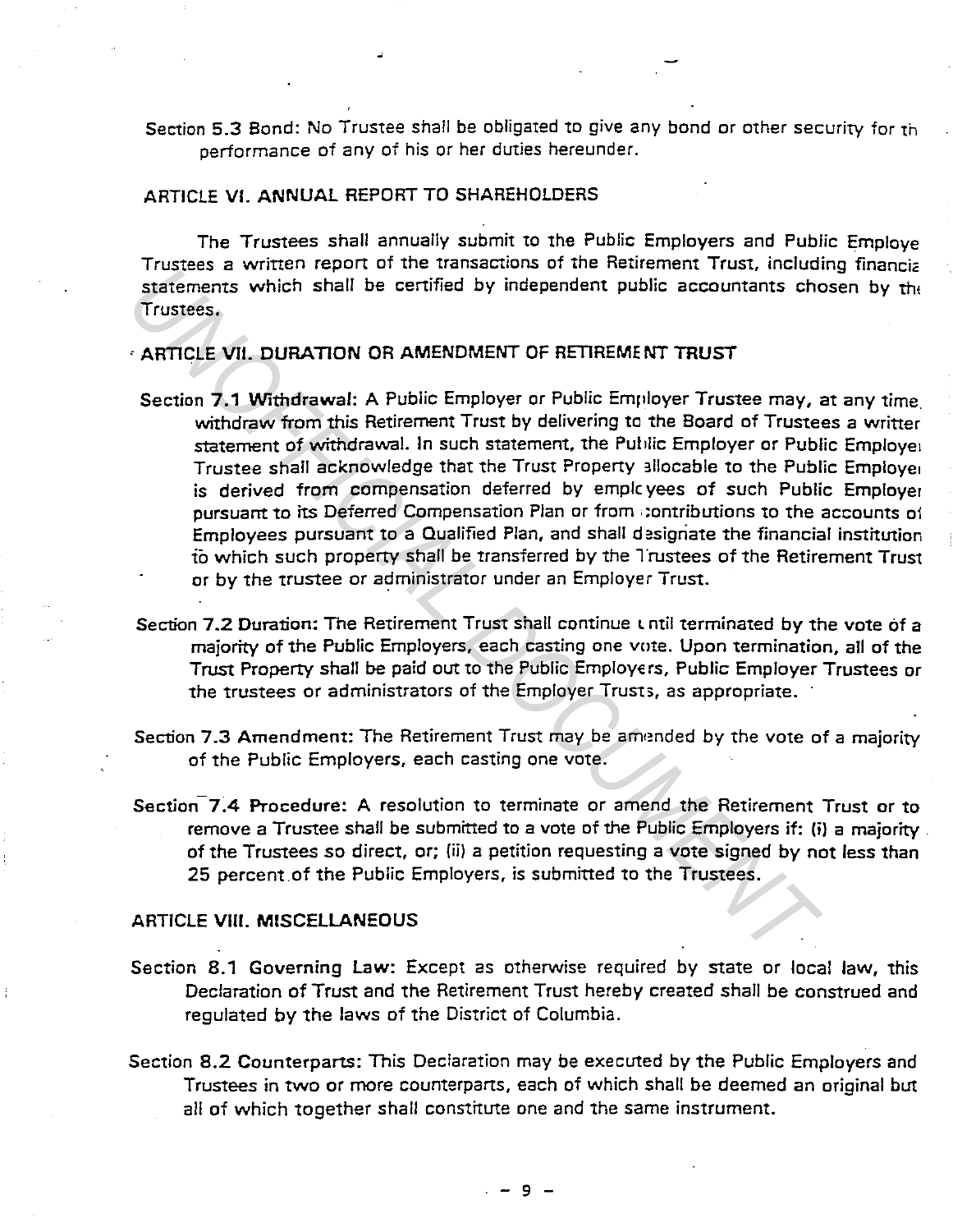Section 5.3 Bond: No Trustee shall be obligated to give any bond or other security for th performance of any of his or her duties hereunder.

## ARTICLE VI. ANNUAL REPORT TO SHAREHOLDERS

The Trustees shall annually submit to the Public Employers and Public Employe Trustees a written report of the transactions of the Retirement Trust, including financia statements which shall be certified by independent public accountants chosen by the Trustees.

## ARTICLE VII. DURATION OR AMENDMENT OF RETIREMENT TRUST

**Section 7.1 Withdrawal:** A Public Employer or Public Employer Trustee may, at any time, withdraw from this Retirement Trust by delivering to the Board of Trustees a written statement of withdrawal. In such statement, the Public Employer or Public Employer Trustee shall acknowledge that the Trust Property allocable to the Public Employer is derived from compensation deferred by employees of such Public Employer pursuant to its Deferred Compensation Plan or from contributions to the accounts of Employees pursuant to a Qualified Plan, and shall designate the financial institution to which such property shall be transferred by the Trustees of the Retirement Trust or by the trustee or administrator under an Employer Trust.

**Section 7.2 Duration:** The Retirement Trust shall continue until terminated by the vote of a majority of the Public Employers, each casting one vote. Upon termination, all of the Trust Property shall be paid out to the Public Employers, Public Employer Trustees or the trustees or administrators of the Employer Trusts, as appropriate.

**Section 7.3 Amendment:** The Retirement Trust may be amended by the vote of a majority of the Public Employers, each casting one vote.

**Section 7.4 Procedure:** A resolution to terminate or amend the Retirement Trust or to remove a Trustee shall be submitted to a vote of the Public Employers if: (i) a majority of the Trustees so direct, or; (ii) a petition requesting a vote signed by not less than 25 percent of the Public Employers, is submitted to the Trustees.

## ARTICLE VIII. MISCELLANEOUS

**Section 8.1 Governing Law:** Except as otherwise required by state or local law, this Declaration of Trust and the Retirement Trust hereby created shall be construed and regulated by the laws of the District of Columbia.

**Section 8.2 Counterparts:** This Declaration may be executed by the Public Employers and Trustees in two or more counterparts, each of which shall be deemed an original but all of which together shall constitute one and the same instrument.